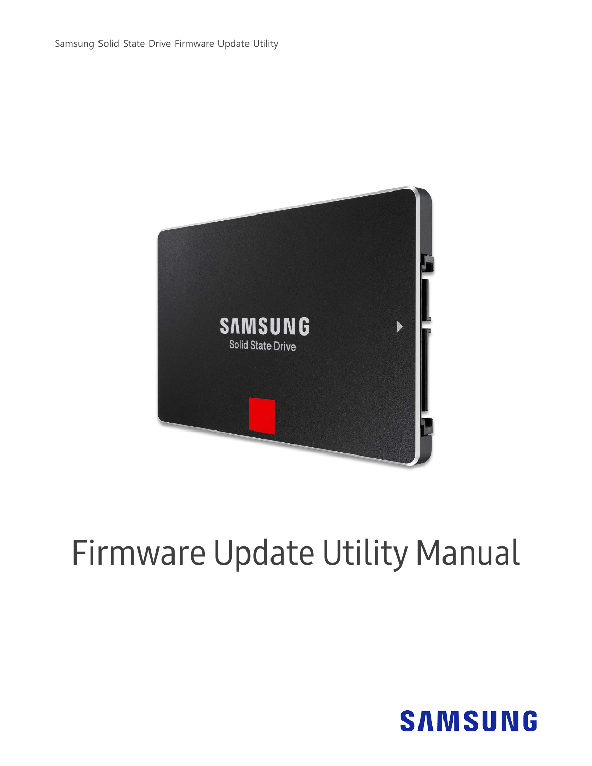# Firmware Update Utility Manual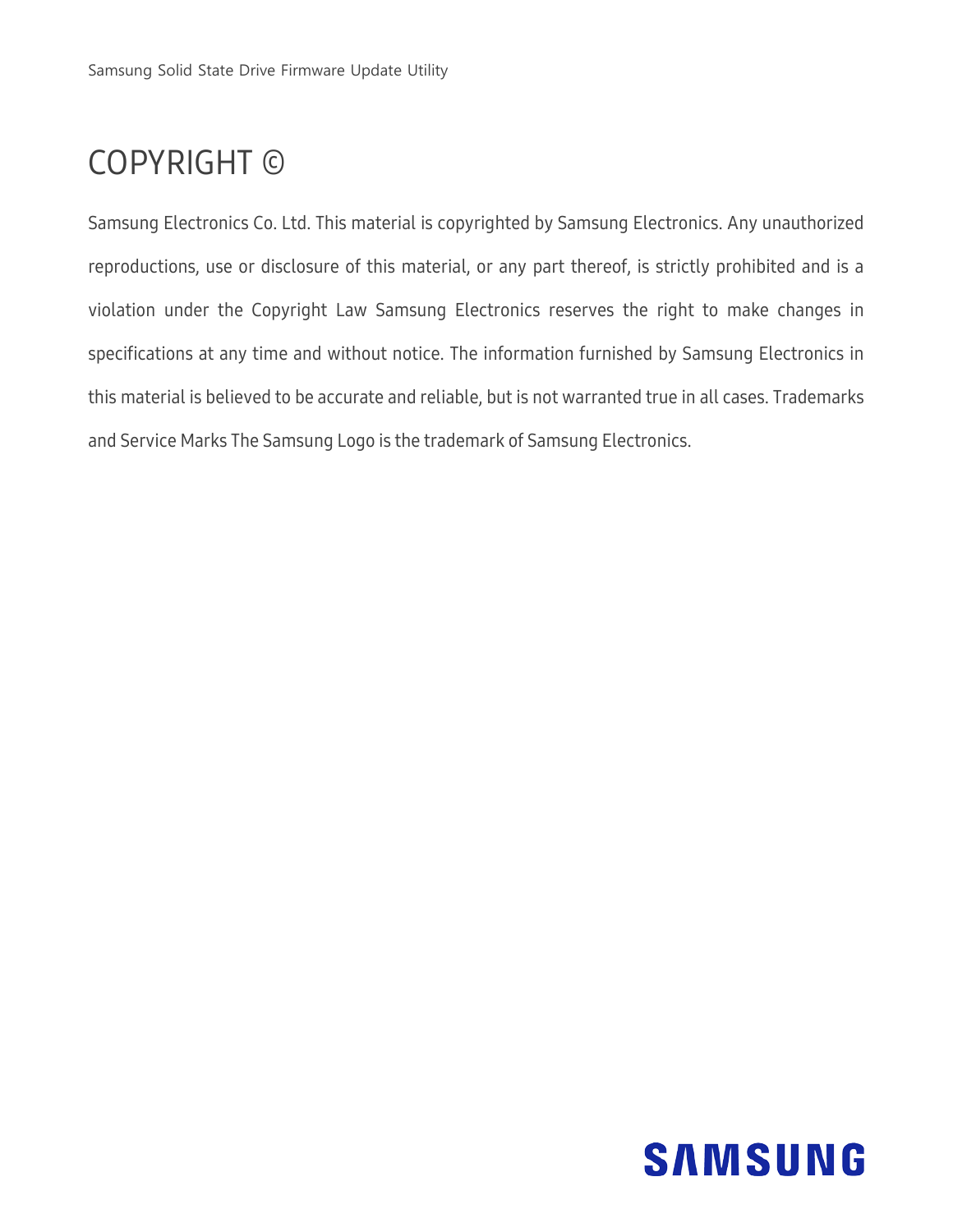# COPYRIGHT ©

Samsung Electronics Co. Ltd. This material is copyrighted by Samsung Electronics. Any unauthorized reproductions, use or disclosure of this material, or any part thereof, is strictly prohibited and is a violation under the Copyright Law Samsung Electronics reserves the right to make changes in specifications at any time and without notice. The information furnished by Samsung Electronics in this material is believed to be accurate and reliable, but is not warranted true in all cases. Trademarks and Service Marks The Samsung Logo is the trademark of Samsung Electronics.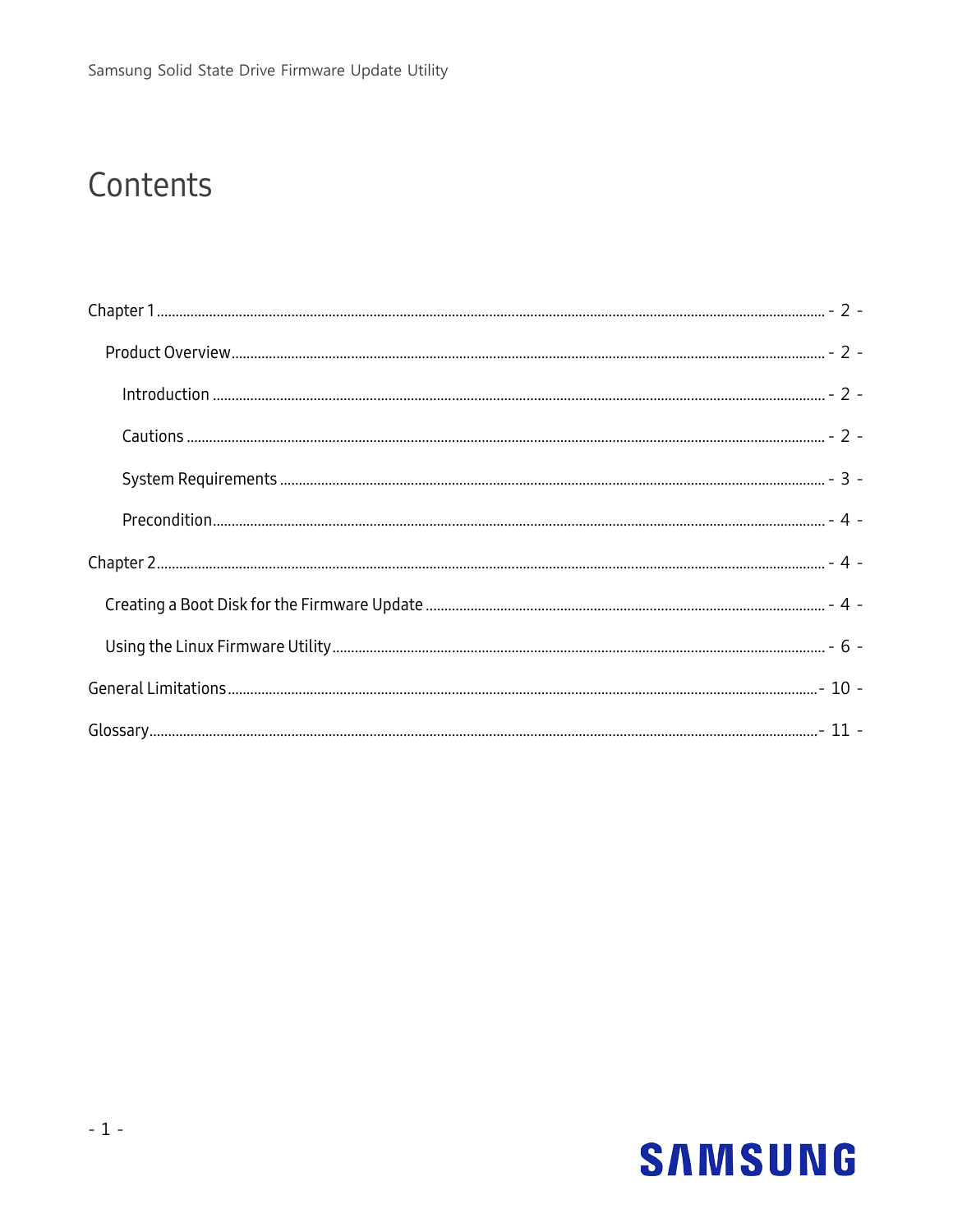# Contents

- Chapter 1 ............................................................ - 2 -
  - Product Overview ............................................................ - 2 -
    - Introduction ............................................................ - 2 -
    - Cautions ............................................................ - 2 -
    - System Requirements ............................................................ - 3 -
    - Precondition ............................................................ - 4 -
- Chapter 2 ............................................................ - 4 -
  - Creating a Boot Disk for the Firmware Update ............................................................ - 4 -
  - Using the Linux Firmware Utility ............................................................ - 6 -
- General Limitations ............................................................ - 10 -
- Glossary ............................................................ - 11 -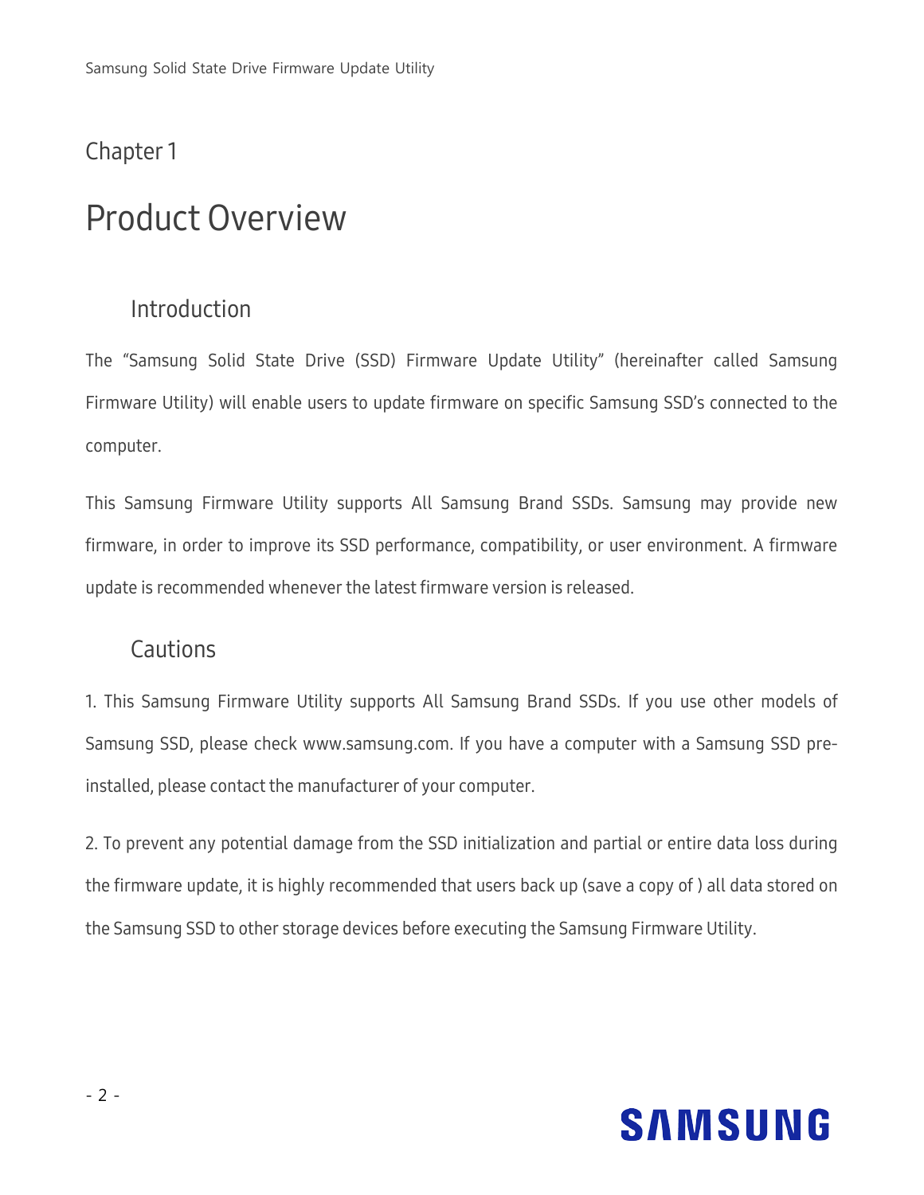Chapter 1

# Product Overview

## Introduction

The "Samsung Solid State Drive (SSD) Firmware Update Utility" (hereinafter called Samsung Firmware Utility) will enable users to update firmware on specific Samsung SSD's connected to the computer.

This Samsung Firmware Utility supports All Samsung Brand SSDs. Samsung may provide new firmware, in order to improve its SSD performance, compatibility, or user environment. A firmware update is recommended whenever the latest firmware version is released.

## Cautions

1. This Samsung Firmware Utility supports All Samsung Brand SSDs. If you use other models of Samsung SSD, please check www.samsung.com. If you have a computer with a Samsung SSD pre-installed, please contact the manufacturer of your computer.

2. To prevent any potential damage from the SSD initialization and partial or entire data loss during the firmware update, it is highly recommended that users back up (save a copy of ) all data stored on the Samsung SSD to other storage devices before executing the Samsung Firmware Utility.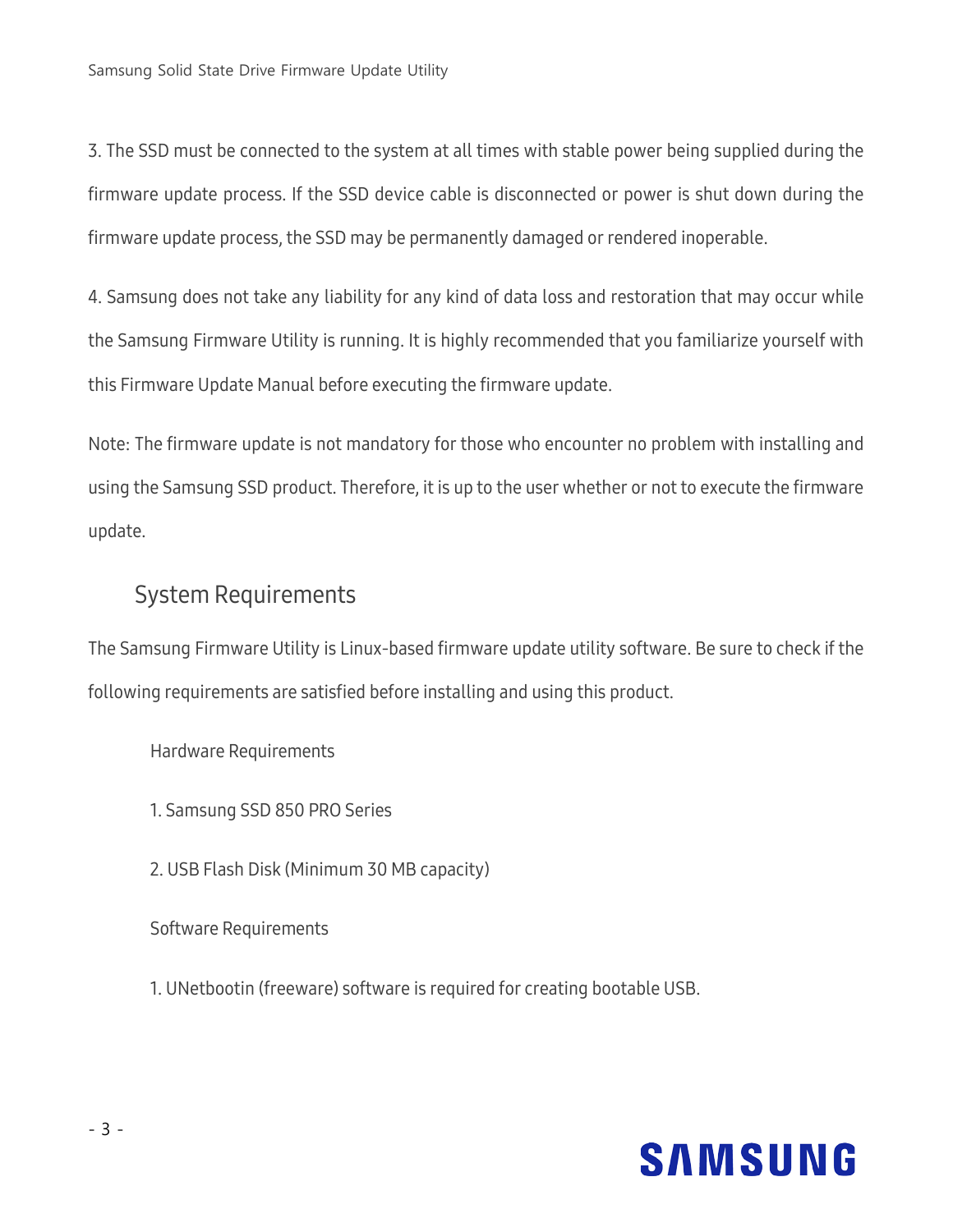3. The SSD must be connected to the system at all times with stable power being supplied during the firmware update process. If the SSD device cable is disconnected or power is shut down during the firmware update process, the SSD may be permanently damaged or rendered inoperable.

4. Samsung does not take any liability for any kind of data loss and restoration that may occur while the Samsung Firmware Utility is running. It is highly recommended that you familiarize yourself with this Firmware Update Manual before executing the firmware update.

Note: The firmware update is not mandatory for those who encounter no problem with installing and using the Samsung SSD product. Therefore, it is up to the user whether or not to execute the firmware update.

## System Requirements

The Samsung Firmware Utility is Linux-based firmware update utility software. Be sure to check if the following requirements are satisfied before installing and using this product.

### Hardware Requirements

1. Samsung SSD 850 PRO Series

2. USB Flash Disk (Minimum 30 MB capacity)

### Software Requirements

1. UNetbootin (freeware) software is required for creating bootable USB.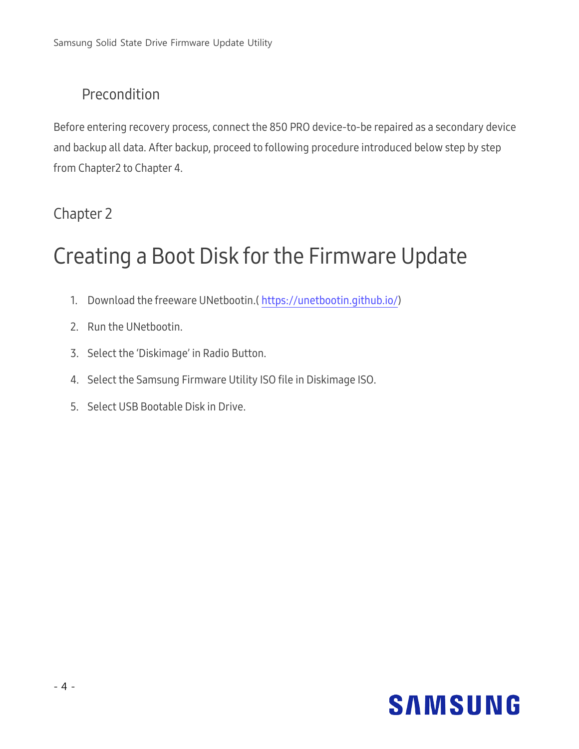## Precondition

Before entering recovery process, connect the 850 PRO device-to-be repaired as a secondary device and backup all data. After backup, proceed to following procedure introduced below step by step from Chapter2 to Chapter 4.

Chapter 2

# Creating a Boot Disk for the Firmware Update

1. Download the freeware UNetbootin.( https://unetbootin.github.io/)
2. Run the UNetbootin.
3. Select the 'Diskimage' in Radio Button.
4. Select the Samsung Firmware Utility ISO file in Diskimage ISO.
5. Select USB Bootable Disk in Drive.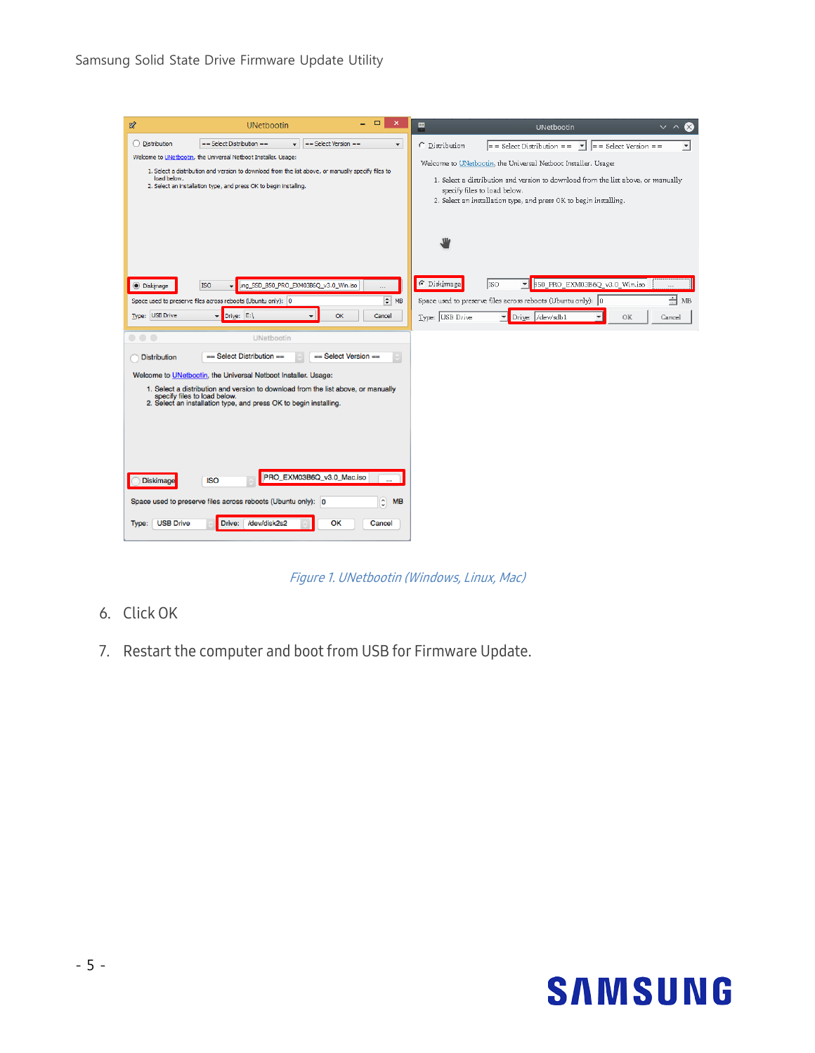Figure 1. UNetbootin (Windows, Linux, Mac)

6. Click OK

7. Restart the computer and boot from USB for Firmware Update.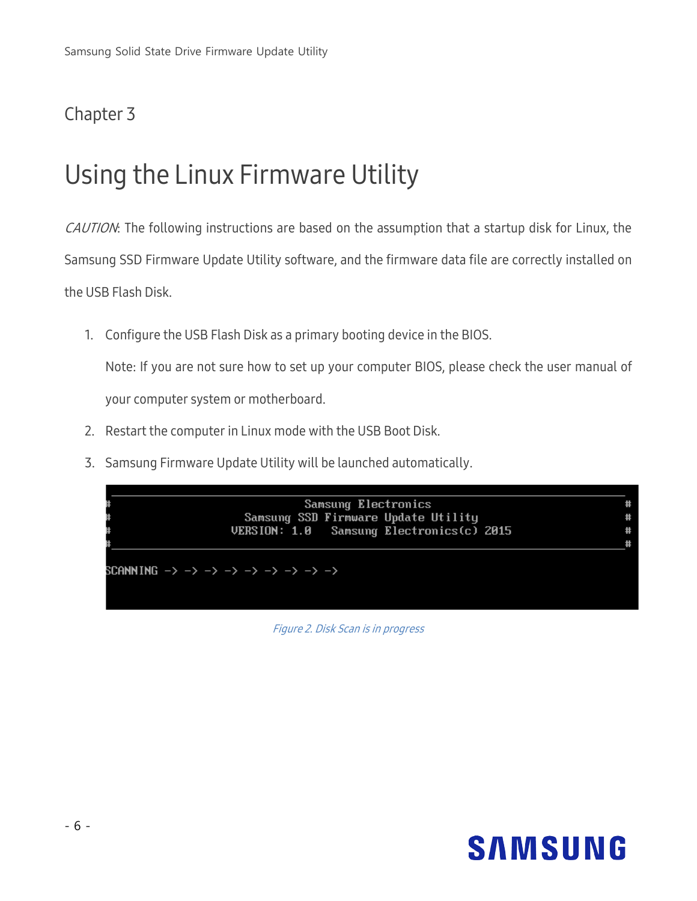Chapter 3

# Using the Linux Firmware Utility

*CAUTION*: The following instructions are based on the assumption that a startup disk for Linux, the Samsung SSD Firmware Update Utility software, and the firmware data file are correctly installed on the USB Flash Disk.

1. Configure the USB Flash Disk as a primary booting device in the BIOS.

   Note: If you are not sure how to set up your computer BIOS, please check the user manual of your computer system or motherboard.

2. Restart the computer in Linux mode with the USB Boot Disk.
3. Samsung Firmware Update Utility will be launched automatically.

```
#                        Samsung Electronics                           #
#                 Samsung SSD Firmware Update Utility                  #
#              VERSION: 1.0   Samsung Electronics(c) 2015              #
#______________________________________________________________________#

SCANNING -> -> -> -> -> -> -> -> ->
```

*Figure 2. Disk Scan is in progress*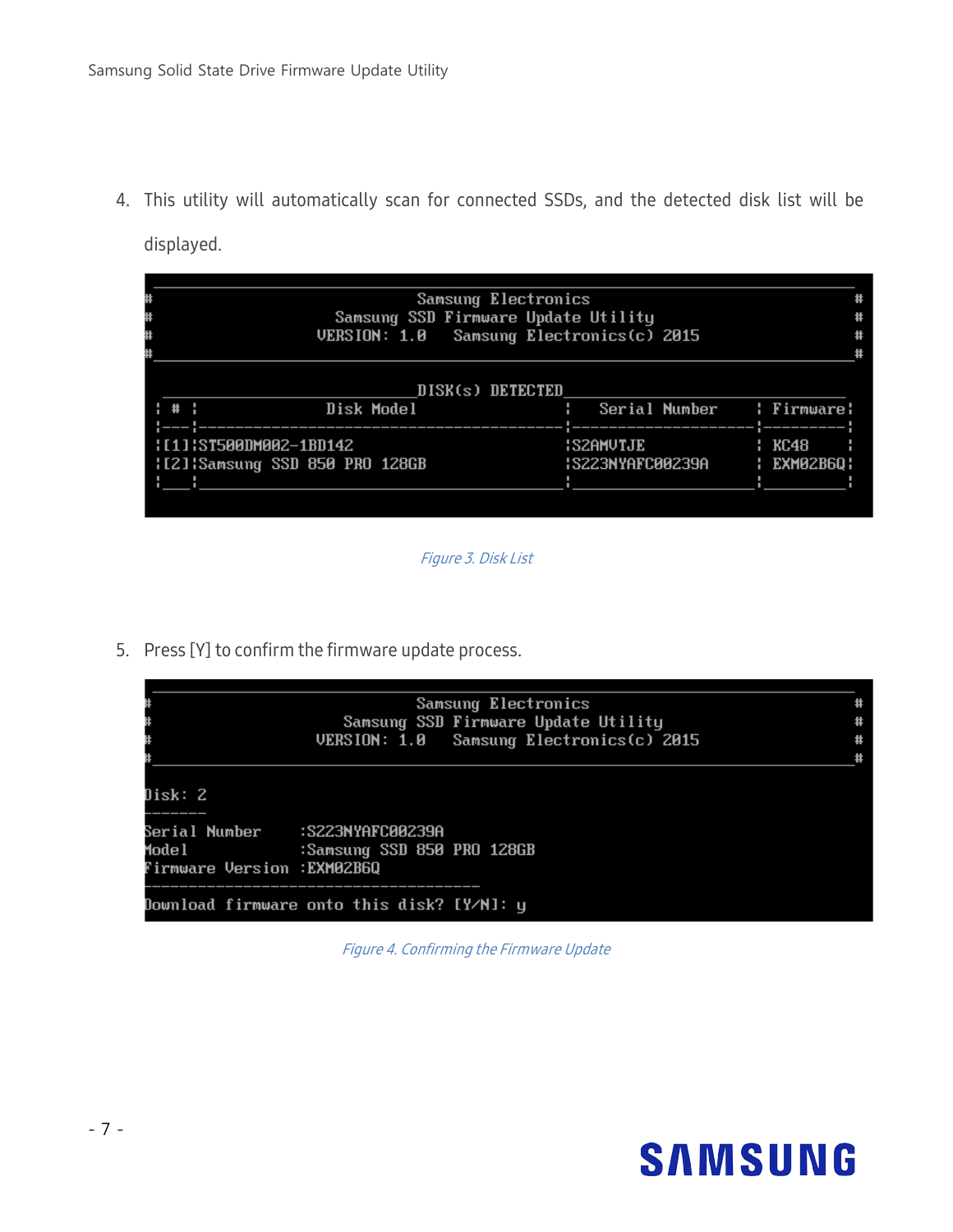4. This utility will automatically scan for connected SSDs, and the detected disk list will be displayed.

```
#                         Samsung Electronics                          #
#                   Samsung SSD Firmware Update Utility                #
#               VERSION: 1.0    Samsung Electronics(c) 2015           #
#                                                                      #

                            DISK(s) DETECTED
| # |              Disk Model                 |   Serial Number    | Firmware|
|---|-----------------------------------------|--------------------|---------|
|[1]|ST500DM002-1BD142                        |S2AMVTJE            | KC48    |
|[2]|Samsung SSD 850 PRO 128GB                |S223NYAFC00239A     | EXM02B6Q|
|___|_________________________________________|____________________|_________|
```

*Figure 3. Disk List*

5. Press [Y] to confirm the firmware update process.

```
#                         Samsung Electronics                          #
#                   Samsung SSD Firmware Update Utility                #
#               VERSION: 1.0    Samsung Electronics(c) 2015           #
#                                                                      #

Disk: 2
-------
Serial Number    :S223NYAFC00239A
Model            :Samsung SSD 850 PRO 128GB
Firmware Version :EXM02B6Q
-----------------------------------------------
Download firmware onto this disk? [Y/N]: y
```

*Figure 4. Confirming the Firmware Update*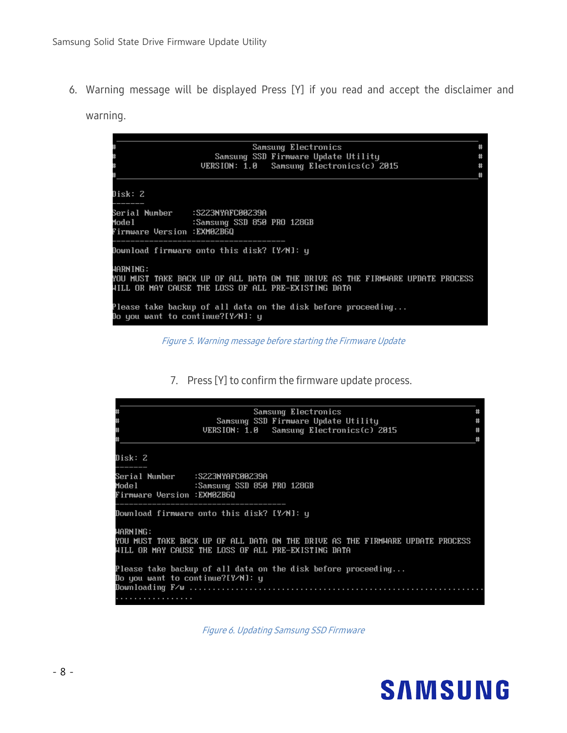6. Warning message will be displayed Press [Y] if you read and accept the disclaimer and warning.

```
#                              Samsung Electronics                                  #
#                        Samsung SSD Firmware Update Utility                        #
#                     VERSION: 1.0   Samsung Electronics(c) 2015                    #
#                                                                                   #

Disk: 2
-------
Serial Number    :S223NYAFC00239A
Model            :Samsung SSD 850 PRO 128GB
Firmware Version :EXM02B6Q
-------------------------------------------
Download firmware onto this disk? [Y/N]: y

WARNING:
YOU MUST TAKE BACK UP OF ALL DATA ON THE DRIVE AS THE FIRMWARE UPDATE PROCESS
WILL OR MAY CAUSE THE LOSS OF ALL PRE-EXISTING DATA

Please take backup of all data on the disk before proceeding...
Do you want to continue?[Y/N]: y
```

*Figure 5. Warning message before starting the Firmware Update*

7. Press [Y] to confirm the firmware update process.

```
#                              Samsung Electronics                                  #
#                        Samsung SSD Firmware Update Utility                        #
#                     VERSION: 1.0   Samsung Electronics(c) 2015                    #
#                                                                                   #

Disk: 2
-------
Serial Number    :S223NYAFC00239A
Model            :Samsung SSD 850 PRO 128GB
Firmware Version :EXM02B6Q
-------------------------------------------
Download firmware onto this disk? [Y/N]: y

WARNING:
YOU MUST TAKE BACK UP OF ALL DATA ON THE DRIVE AS THE FIRMWARE UPDATE PROCESS
WILL OR MAY CAUSE THE LOSS OF ALL PRE-EXISTING DATA

Please take backup of all data on the disk before proceeding...
Do you want to continue?[Y/N]: y
Downloading F/w ...............................................................
................
```

*Figure 6. Updating Samsung SSD Firmware*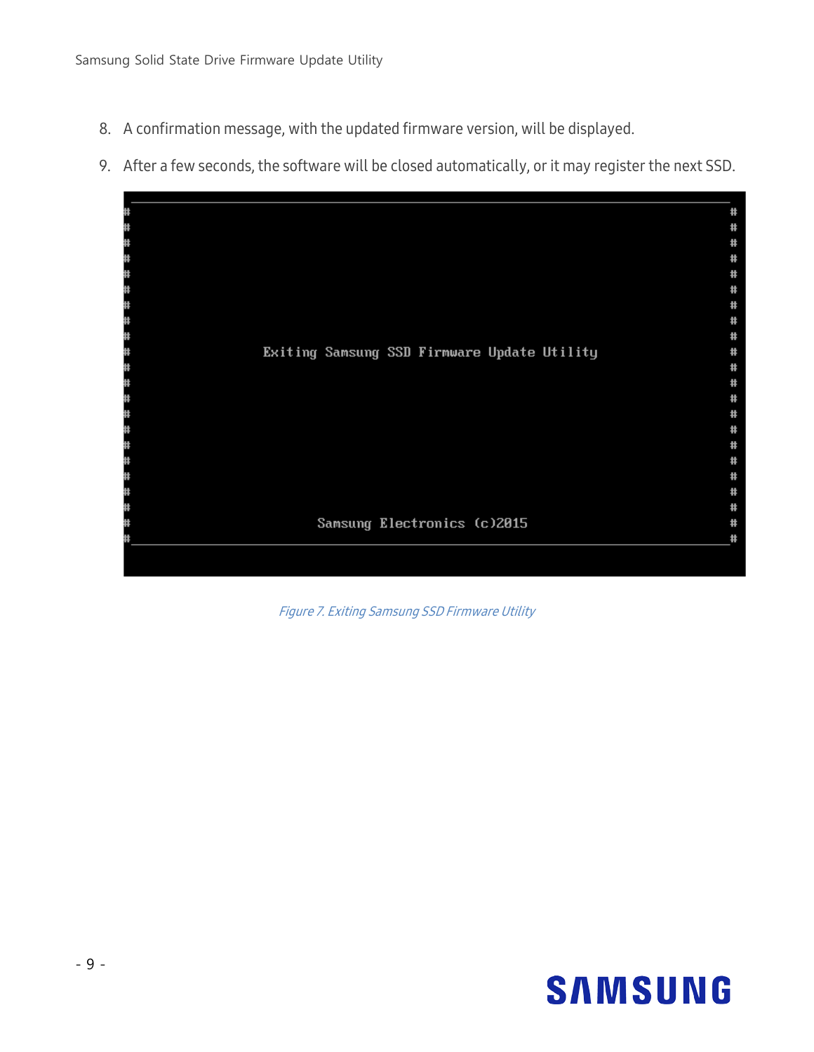8. A confirmation message, with the updated firmware version, will be displayed.
9. After a few seconds, the software will be closed automatically, or it may register the next SSD.

```
Exiting Samsung SSD Firmware Update Utility

Samsung Electronics (c)2015
```

*Figure 7. Exiting Samsung SSD Firmware Utility*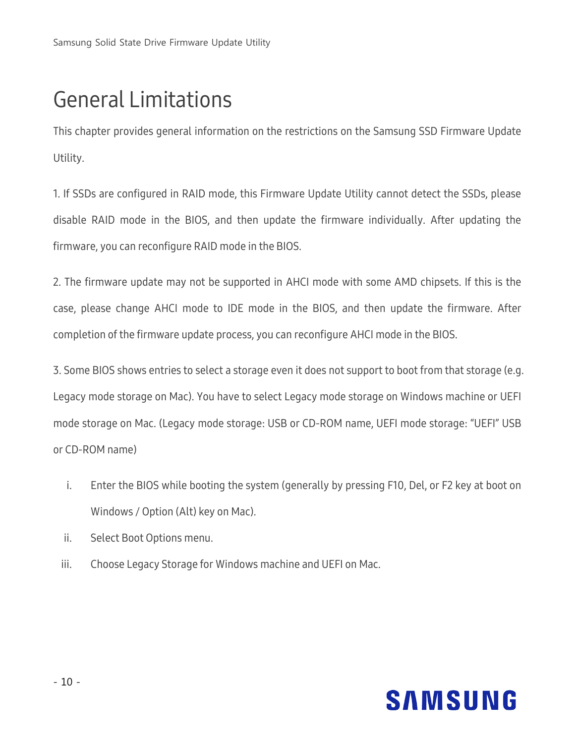# General Limitations

This chapter provides general information on the restrictions on the Samsung SSD Firmware Update Utility.

1. If SSDs are configured in RAID mode, this Firmware Update Utility cannot detect the SSDs, please disable RAID mode in the BIOS, and then update the firmware individually. After updating the firmware, you can reconfigure RAID mode in the BIOS.

2. The firmware update may not be supported in AHCI mode with some AMD chipsets. If this is the case, please change AHCI mode to IDE mode in the BIOS, and then update the firmware. After completion of the firmware update process, you can reconfigure AHCI mode in the BIOS.

3. Some BIOS shows entries to select a storage even it does not support to boot from that storage (e.g. Legacy mode storage on Mac). You have to select Legacy mode storage on Windows machine or UEFI mode storage on Mac. (Legacy mode storage: USB or CD-ROM name, UEFI mode storage: "UEFI" USB or CD-ROM name)

   i. Enter the BIOS while booting the system (generally by pressing F10, Del, or F2 key at boot on Windows / Option (Alt) key on Mac).
   ii. Select Boot Options menu.
   iii. Choose Legacy Storage for Windows machine and UEFI on Mac.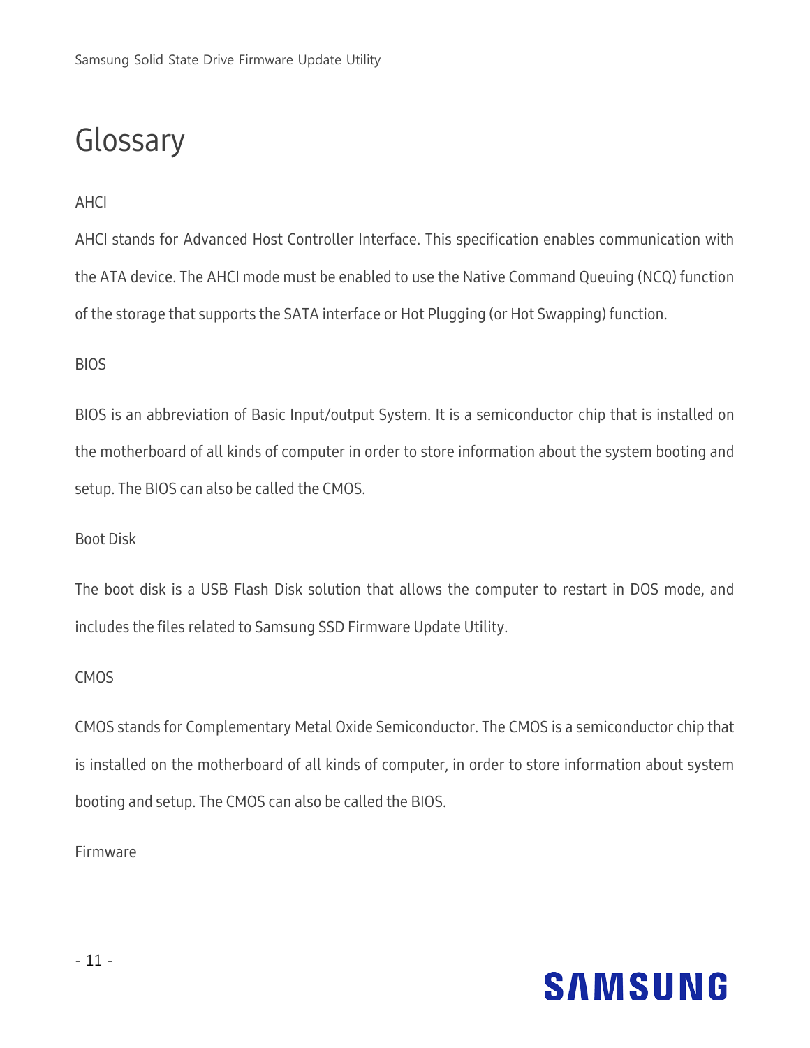# Glossary

AHCI

AHCI stands for Advanced Host Controller Interface. This specification enables communication with the ATA device. The AHCI mode must be enabled to use the Native Command Queuing (NCQ) function of the storage that supports the SATA interface or Hot Plugging (or Hot Swapping) function.

BIOS

BIOS is an abbreviation of Basic Input/output System. It is a semiconductor chip that is installed on the motherboard of all kinds of computer in order to store information about the system booting and setup. The BIOS can also be called the CMOS.

Boot Disk

The boot disk is a USB Flash Disk solution that allows the computer to restart in DOS mode, and includes the files related to Samsung SSD Firmware Update Utility.

CMOS

CMOS stands for Complementary Metal Oxide Semiconductor. The CMOS is a semiconductor chip that is installed on the motherboard of all kinds of computer, in order to store information about system booting and setup. The CMOS can also be called the BIOS.

Firmware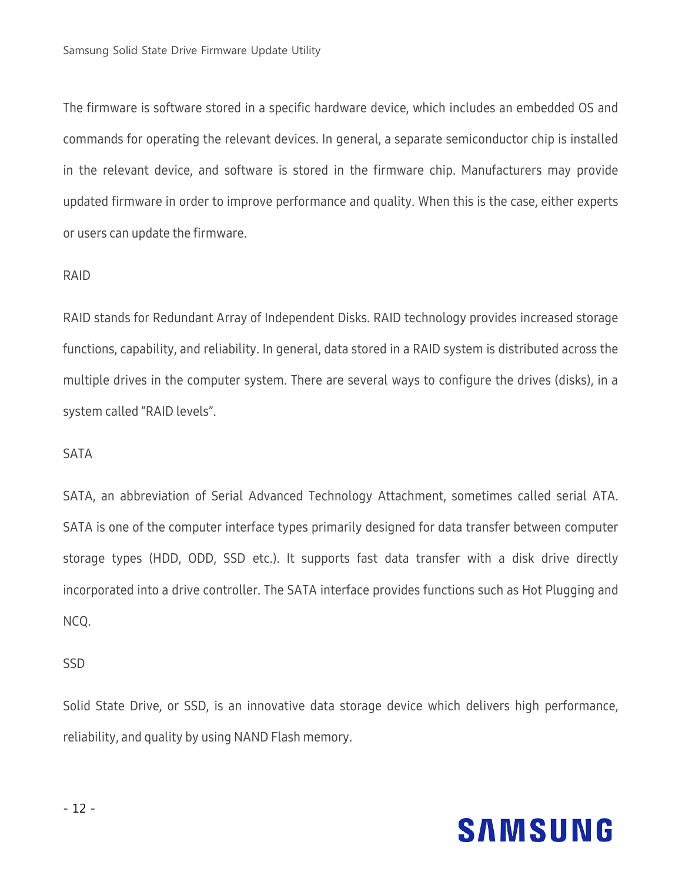The firmware is software stored in a specific hardware device, which includes an embedded OS and commands for operating the relevant devices. In general, a separate semiconductor chip is installed in the relevant device, and software is stored in the firmware chip. Manufacturers may provide updated firmware in order to improve performance and quality. When this is the case, either experts or users can update the firmware.

### RAID

RAID stands for Redundant Array of Independent Disks. RAID technology provides increased storage functions, capability, and reliability. In general, data stored in a RAID system is distributed across the multiple drives in the computer system. There are several ways to configure the drives (disks), in a system called "RAID levels".

### SATA

SATA, an abbreviation of Serial Advanced Technology Attachment, sometimes called serial ATA. SATA is one of the computer interface types primarily designed for data transfer between computer storage types (HDD, ODD, SSD etc.). It supports fast data transfer with a disk drive directly incorporated into a drive controller. The SATA interface provides functions such as Hot Plugging and NCQ.

### SSD

Solid State Drive, or SSD, is an innovative data storage device which delivers high performance, reliability, and quality by using NAND Flash memory.